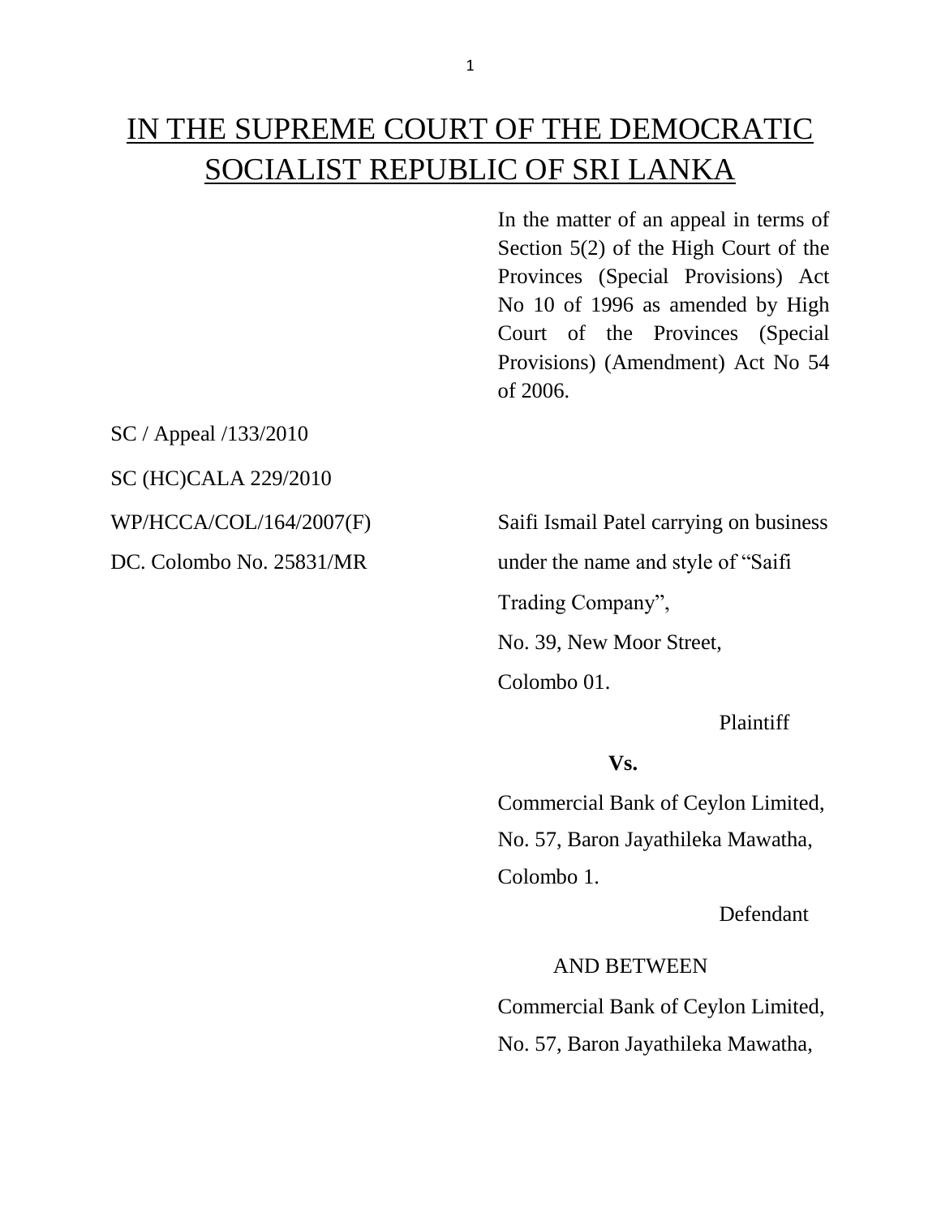# IN THE SUPREME COURT OF THE DEMOCRATIC SOCIALIST REPUBLIC OF SRI LANKA

In the matter of an appeal in terms of Section 5(2) of the High Court of the Provinces (Special Provisions) Act No 10 of 1996 as amended by High Court of the Provinces (Special Provisions) (Amendment) Act No 54 of 2006.

SC / Appeal /133/2010

SC (HC)CALA 229/2010

WP/HCCA/COL/164/2007(F)

DC. Colombo No. 25831/MR

Saifi Ismail Patel carrying on business under the name and style of "Saifi Trading Company",

No. 39, New Moor Street,

Colombo 01.

Plaintiff

**Vs.**

Commercial Bank of Ceylon Limited,

No. 57, Baron Jayathileka Mawatha,

Colombo 1.

Defendant

AND BETWEEN

Commercial Bank of Ceylon Limited,

No. 57, Baron Jayathileka Mawatha,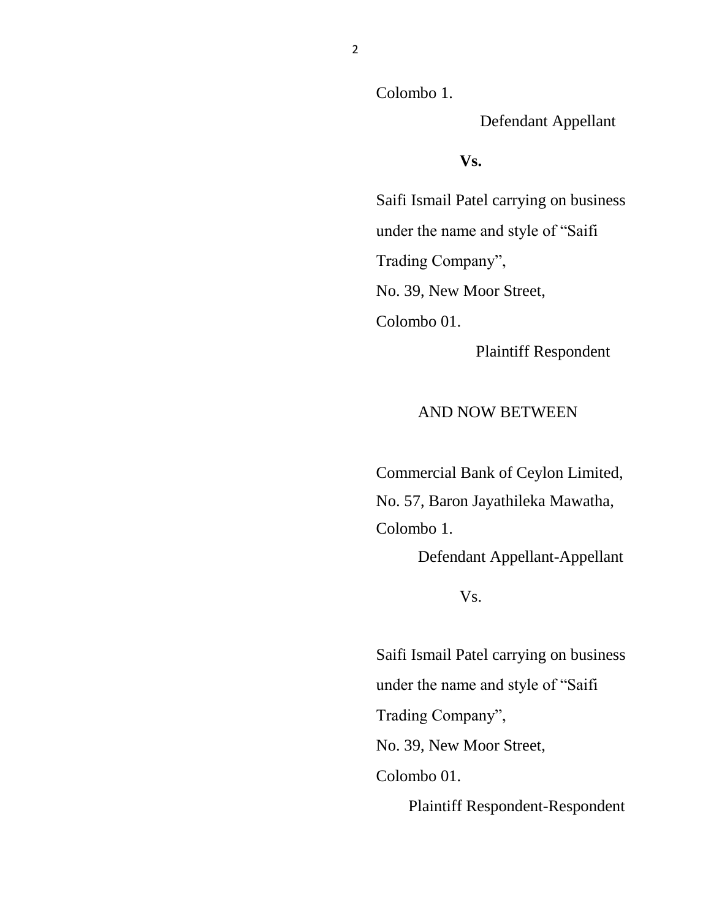Colombo 1.

Defendant Appellant

**Vs.**

Saifi Ismail Patel carrying on business under the name and style of "Saifi Trading Company",
No. 39, New Moor Street,
Colombo 01.

Plaintiff Respondent

AND NOW BETWEEN

Commercial Bank of Ceylon Limited,
No. 57, Baron Jayathileka Mawatha,
Colombo 1.

Defendant Appellant-Appellant

Vs.

Saifi Ismail Patel carrying on business under the name and style of "Saifi Trading Company",
No. 39, New Moor Street,
Colombo 01.

Plaintiff Respondent-Respondent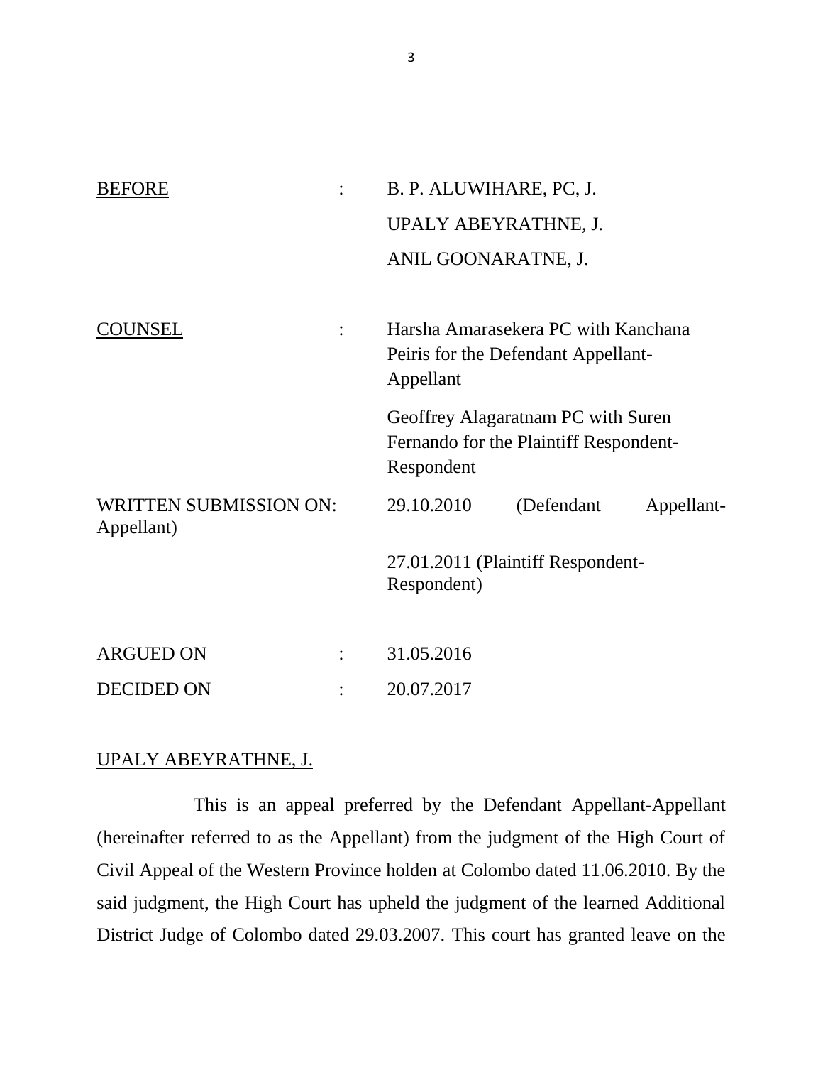| | | |
|---|---|---|
| <u>BEFORE</u> | : | B. P. ALUWIHARE, PC, J. |
| | | UPALY ABEYRATHNE, J. |
| | | ANIL GOONARATNE, J. |
| <u>COUNSEL</u> | : | Harsha Amarasekera PC with Kanchana Peiris for the Defendant Appellant-Appellant |
| | | Geoffrey Alagaratnam PC with Suren Fernando for the Plaintiff Respondent-Respondent |
| WRITTEN SUBMISSION ON: | | 29.10.2010 (Defendant Appellant-Appellant) |
| | | 27.01.2011 (Plaintiff Respondent-Respondent) |
| ARGUED ON | : | 31.05.2016 |
| DECIDED ON | : | 20.07.2017 |

<u>UPALY ABEYRATHNE, J.</u>

This is an appeal preferred by the Defendant Appellant-Appellant (hereinafter referred to as the Appellant) from the judgment of the High Court of Civil Appeal of the Western Province holden at Colombo dated 11.06.2010. By the said judgment, the High Court has upheld the judgment of the learned Additional District Judge of Colombo dated 29.03.2007. This court has granted leave on the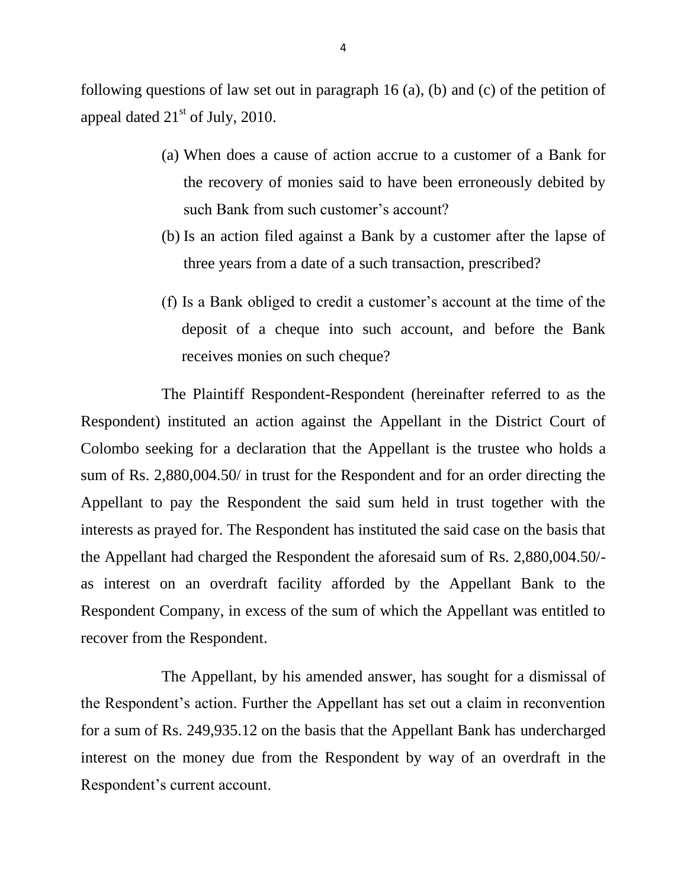following questions of law set out in paragraph 16 (a), (b) and (c) of the petition of appeal dated 21st of July, 2010.

> (a) When does a cause of action accrue to a customer of a Bank for the recovery of monies said to have been erroneously debited by such Bank from such customer's account?
>
> (b) Is an action filed against a Bank by a customer after the lapse of three years from a date of a such transaction, prescribed?
>
> (f) Is a Bank obliged to credit a customer's account at the time of the deposit of a cheque into such account, and before the Bank receives monies on such cheque?

The Plaintiff Respondent-Respondent (hereinafter referred to as the Respondent) instituted an action against the Appellant in the District Court of Colombo seeking for a declaration that the Appellant is the trustee who holds a sum of Rs. 2,880,004.50/ in trust for the Respondent and for an order directing the Appellant to pay the Respondent the said sum held in trust together with the interests as prayed for. The Respondent has instituted the said case on the basis that the Appellant had charged the Respondent the aforesaid sum of Rs. 2,880,004.50/- as interest on an overdraft facility afforded by the Appellant Bank to the Respondent Company, in excess of the sum of which the Appellant was entitled to recover from the Respondent.

The Appellant, by his amended answer, has sought for a dismissal of the Respondent's action. Further the Appellant has set out a claim in reconvention for a sum of Rs. 249,935.12 on the basis that the Appellant Bank has undercharged interest on the money due from the Respondent by way of an overdraft in the Respondent's current account.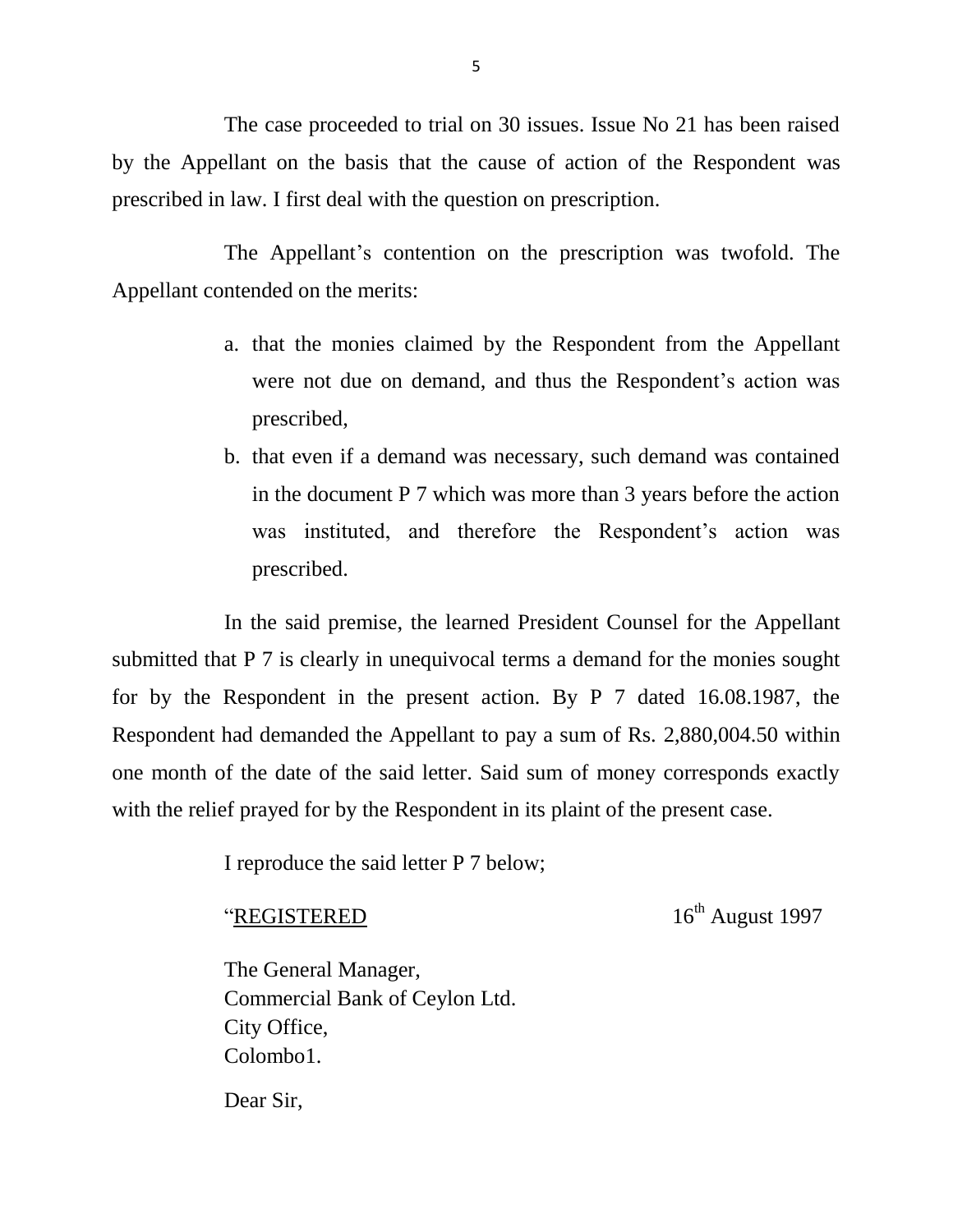The case proceeded to trial on 30 issues. Issue No 21 has been raised by the Appellant on the basis that the cause of action of the Respondent was prescribed in law. I first deal with the question on prescription.

The Appellant's contention on the prescription was twofold. The Appellant contended on the merits:

a. that the monies claimed by the Respondent from the Appellant were not due on demand, and thus the Respondent's action was prescribed,
b. that even if a demand was necessary, such demand was contained in the document P 7 which was more than 3 years before the action was instituted, and therefore the Respondent's action was prescribed.

In the said premise, the learned President Counsel for the Appellant submitted that P 7 is clearly in unequivocal terms a demand for the monies sought for by the Respondent in the present action. By P 7 dated 16.08.1987, the Respondent had demanded the Appellant to pay a sum of Rs. 2,880,004.50 within one month of the date of the said letter. Said sum of money corresponds exactly with the relief prayed for by the Respondent in its plaint of the present case.

I reproduce the said letter P 7 below;

"<u>REGISTERED</u> 16th August 1997

The General Manager,
Commercial Bank of Ceylon Ltd.
City Office,
Colombo1.

Dear Sir,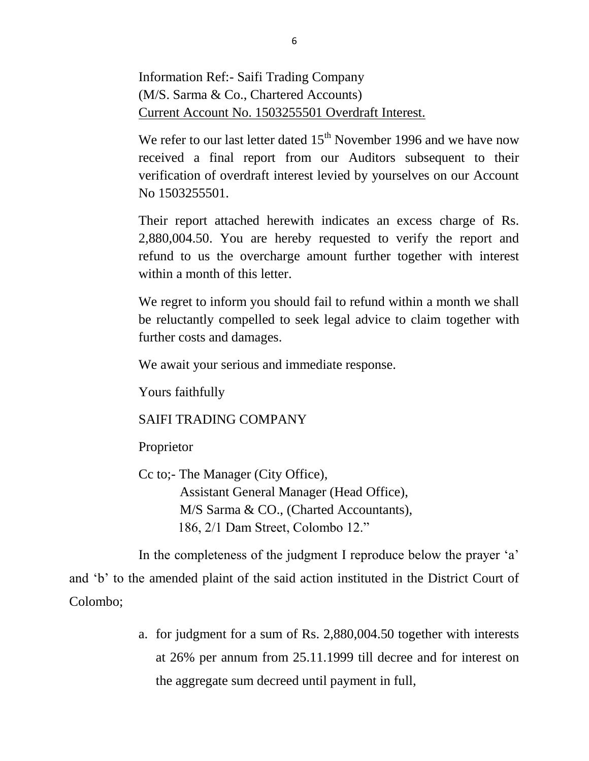Information Ref:- Saifi Trading Company
(M/S. Sarma & Co., Chartered Accounts)
<u>Current Account No. 1503255501 Overdraft Interest.</u>

We refer to our last letter dated 15th November 1996 and we have now received a final report from our Auditors subsequent to their verification of overdraft interest levied by yourselves on our Account No 1503255501.

Their report attached herewith indicates an excess charge of Rs. 2,880,004.50. You are hereby requested to verify the report and refund to us the overcharge amount further together with interest within a month of this letter.

We regret to inform you should fail to refund within a month we shall be reluctantly compelled to seek legal advice to claim together with further costs and damages.

We await your serious and immediate response.

Yours faithfully

SAIFI TRADING COMPANY

Proprietor

Cc to;- The Manager (City Office),
Assistant General Manager (Head Office),
M/S Sarma & CO., (Charted Accountants),
186, 2/1 Dam Street, Colombo 12."

In the completeness of the judgment I reproduce below the prayer 'a' and 'b' to the amended plaint of the said action instituted in the District Court of Colombo;

a. for judgment for a sum of Rs. 2,880,004.50 together with interests at 26% per annum from 25.11.1999 till decree and for interest on the aggregate sum decreed until payment in full,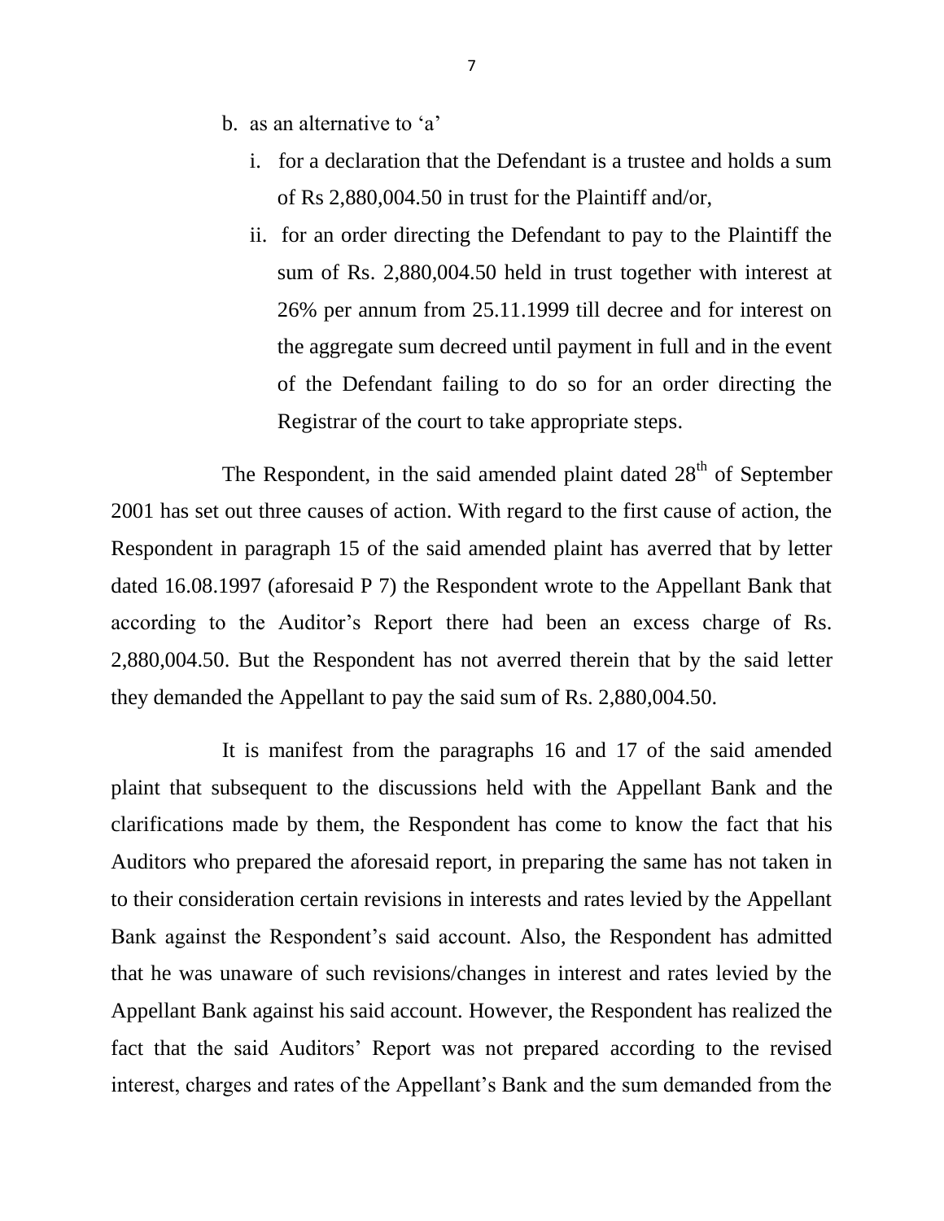b. as an alternative to 'a'

   i. for a declaration that the Defendant is a trustee and holds a sum of Rs 2,880,004.50 in trust for the Plaintiff and/or,

   ii. for an order directing the Defendant to pay to the Plaintiff the sum of Rs. 2,880,004.50 held in trust together with interest at 26% per annum from 25.11.1999 till decree and for interest on the aggregate sum decreed until payment in full and in the event of the Defendant failing to do so for an order directing the Registrar of the court to take appropriate steps.

The Respondent, in the said amended plaint dated 28th of September 2001 has set out three causes of action. With regard to the first cause of action, the Respondent in paragraph 15 of the said amended plaint has averred that by letter dated 16.08.1997 (aforesaid P 7) the Respondent wrote to the Appellant Bank that according to the Auditor's Report there had been an excess charge of Rs. 2,880,004.50. But the Respondent has not averred therein that by the said letter they demanded the Appellant to pay the said sum of Rs. 2,880,004.50.

It is manifest from the paragraphs 16 and 17 of the said amended plaint that subsequent to the discussions held with the Appellant Bank and the clarifications made by them, the Respondent has come to know the fact that his Auditors who prepared the aforesaid report, in preparing the same has not taken in to their consideration certain revisions in interests and rates levied by the Appellant Bank against the Respondent's said account. Also, the Respondent has admitted that he was unaware of such revisions/changes in interest and rates levied by the Appellant Bank against his said account. However, the Respondent has realized the fact that the said Auditors' Report was not prepared according to the revised interest, charges and rates of the Appellant's Bank and the sum demanded from the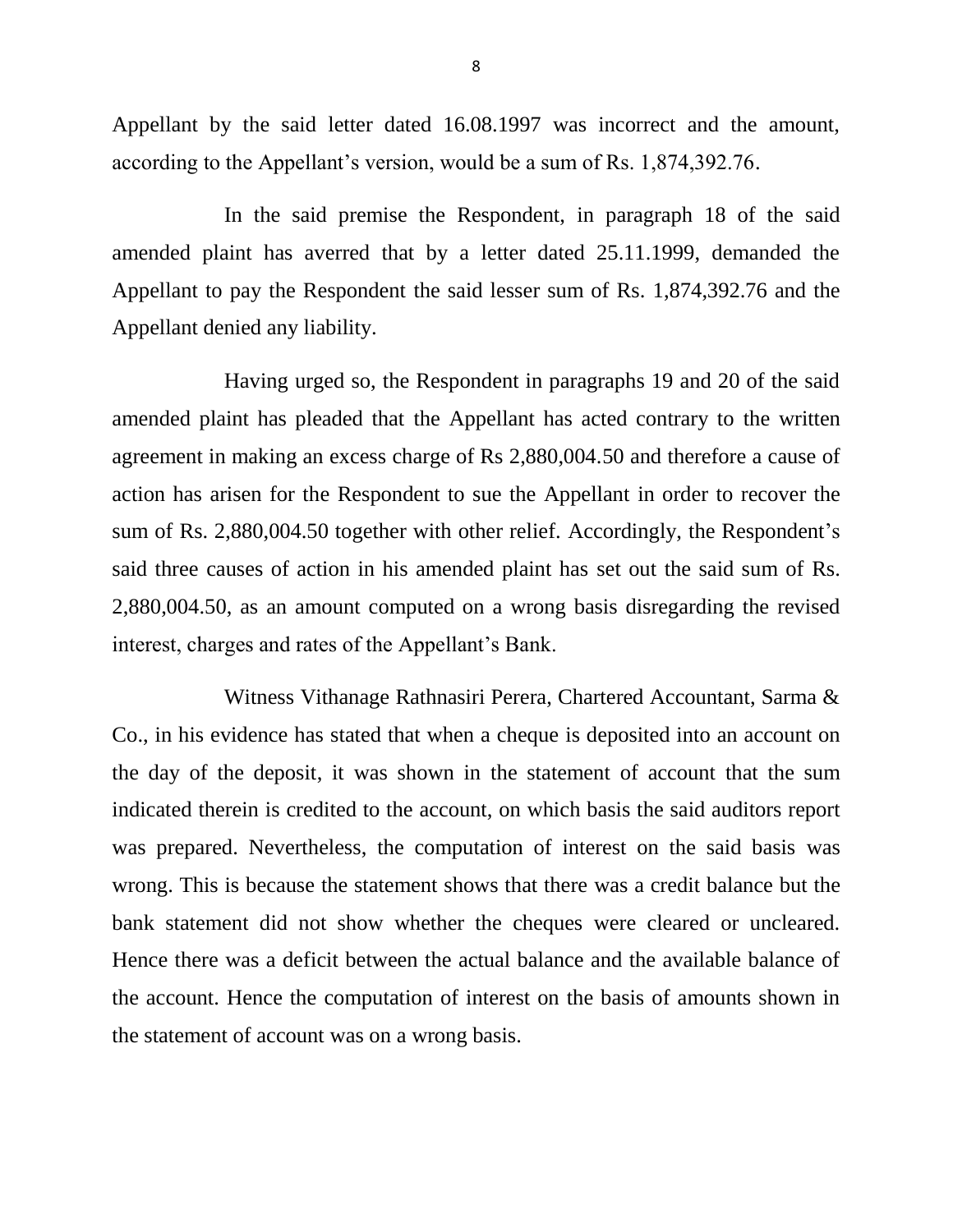Appellant by the said letter dated 16.08.1997 was incorrect and the amount, according to the Appellant's version, would be a sum of Rs. 1,874,392.76.

In the said premise the Respondent, in paragraph 18 of the said amended plaint has averred that by a letter dated 25.11.1999, demanded the Appellant to pay the Respondent the said lesser sum of Rs. 1,874,392.76 and the Appellant denied any liability.

Having urged so, the Respondent in paragraphs 19 and 20 of the said amended plaint has pleaded that the Appellant has acted contrary to the written agreement in making an excess charge of Rs 2,880,004.50 and therefore a cause of action has arisen for the Respondent to sue the Appellant in order to recover the sum of Rs. 2,880,004.50 together with other relief. Accordingly, the Respondent's said three causes of action in his amended plaint has set out the said sum of Rs. 2,880,004.50, as an amount computed on a wrong basis disregarding the revised interest, charges and rates of the Appellant's Bank.

Witness Vithanage Rathnasiri Perera, Chartered Accountant, Sarma & Co., in his evidence has stated that when a cheque is deposited into an account on the day of the deposit, it was shown in the statement of account that the sum indicated therein is credited to the account, on which basis the said auditors report was prepared. Nevertheless, the computation of interest on the said basis was wrong. This is because the statement shows that there was a credit balance but the bank statement did not show whether the cheques were cleared or uncleared. Hence there was a deficit between the actual balance and the available balance of the account. Hence the computation of interest on the basis of amounts shown in the statement of account was on a wrong basis.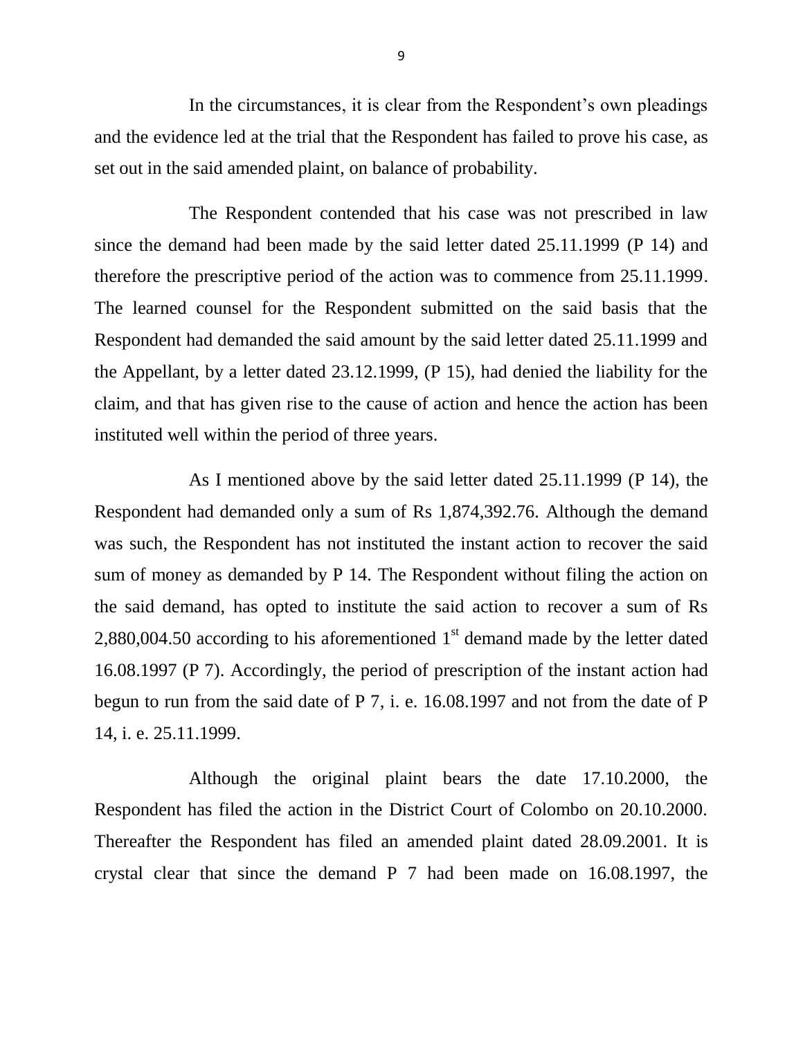In the circumstances, it is clear from the Respondent's own pleadings and the evidence led at the trial that the Respondent has failed to prove his case, as set out in the said amended plaint, on balance of probability.

The Respondent contended that his case was not prescribed in law since the demand had been made by the said letter dated 25.11.1999 (P 14) and therefore the prescriptive period of the action was to commence from 25.11.1999. The learned counsel for the Respondent submitted on the said basis that the Respondent had demanded the said amount by the said letter dated 25.11.1999 and the Appellant, by a letter dated 23.12.1999, (P 15), had denied the liability for the claim, and that has given rise to the cause of action and hence the action has been instituted well within the period of three years.

As I mentioned above by the said letter dated 25.11.1999 (P 14), the Respondent had demanded only a sum of Rs 1,874,392.76. Although the demand was such, the Respondent has not instituted the instant action to recover the said sum of money as demanded by P 14. The Respondent without filing the action on the said demand, has opted to institute the said action to recover a sum of Rs 2,880,004.50 according to his aforementioned 1st demand made by the letter dated 16.08.1997 (P 7). Accordingly, the period of prescription of the instant action had begun to run from the said date of P 7, i. e. 16.08.1997 and not from the date of P 14, i. e. 25.11.1999.

Although the original plaint bears the date 17.10.2000, the Respondent has filed the action in the District Court of Colombo on 20.10.2000. Thereafter the Respondent has filed an amended plaint dated 28.09.2001. It is crystal clear that since the demand P 7 had been made on 16.08.1997, the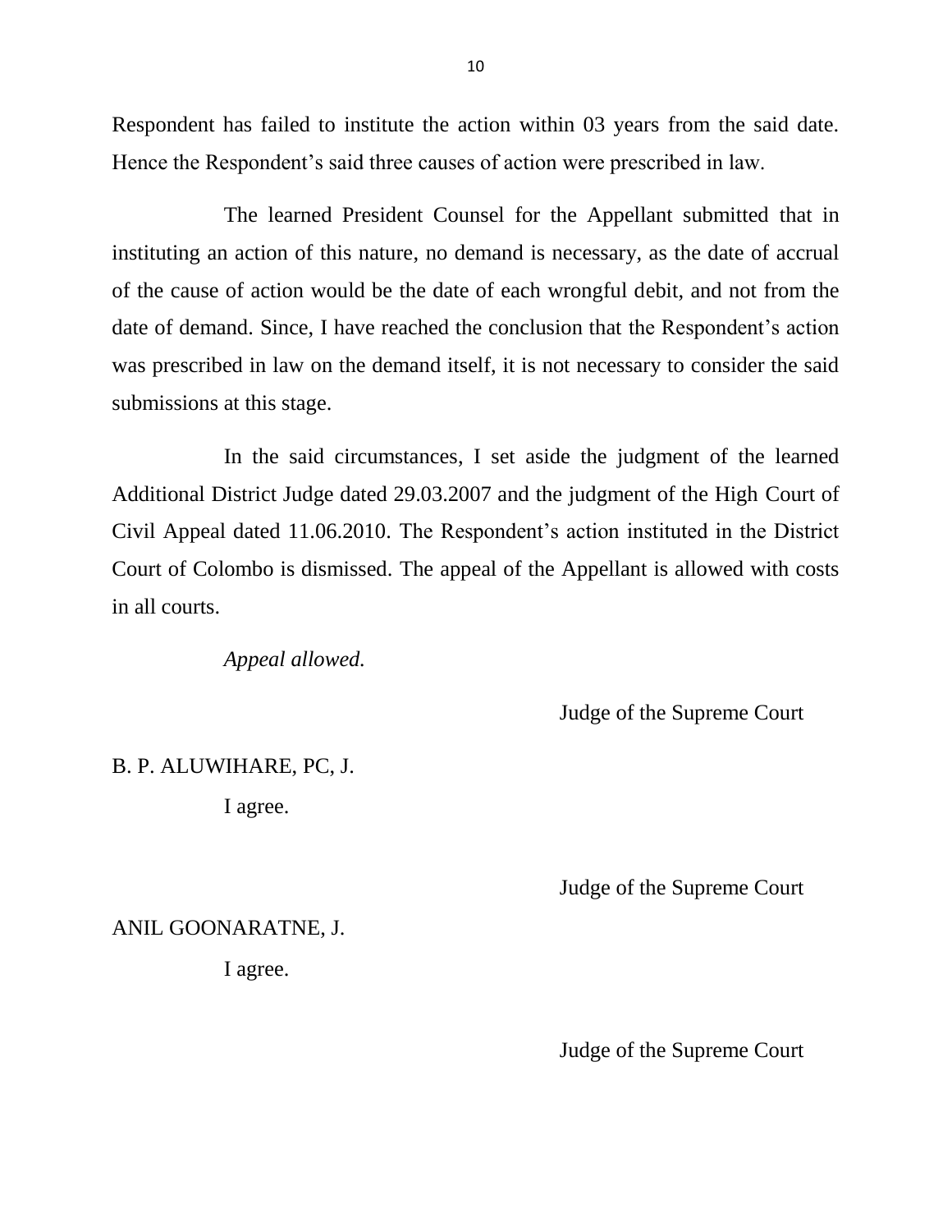Respondent has failed to institute the action within 03 years from the said date. Hence the Respondent's said three causes of action were prescribed in law.

The learned President Counsel for the Appellant submitted that in instituting an action of this nature, no demand is necessary, as the date of accrual of the cause of action would be the date of each wrongful debit, and not from the date of demand. Since, I have reached the conclusion that the Respondent's action was prescribed in law on the demand itself, it is not necessary to consider the said submissions at this stage.

In the said circumstances, I set aside the judgment of the learned Additional District Judge dated 29.03.2007 and the judgment of the High Court of Civil Appeal dated 11.06.2010. The Respondent's action instituted in the District Court of Colombo is dismissed. The appeal of the Appellant is allowed with costs in all courts.

*Appeal allowed.*

Judge of the Supreme Court

B. P. ALUWIHARE, PC, J.

I agree.

Judge of the Supreme Court

ANIL GOONARATNE, J.

I agree.

Judge of the Supreme Court